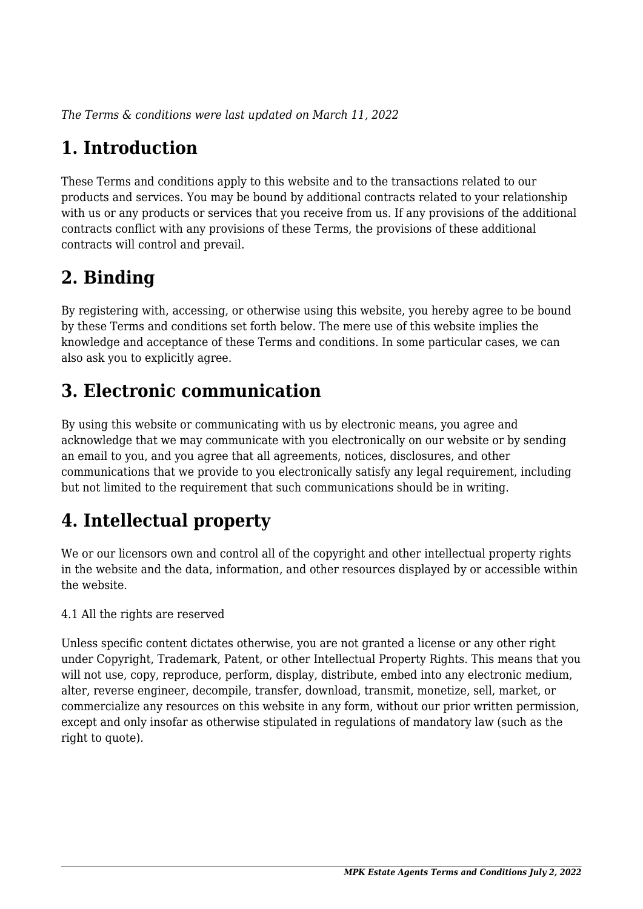*The Terms & conditions were last updated on March 11, 2022*

# 1. Introduction

These Terms and conditions apply to this website and to the transactions related to our products and services. You may be bound by additional contracts related to your relationship with us or any products or services that you receive from us. If any provisions of the additional contracts conflict with any provisions of these Terms, the provisions of these additional contracts will control and prevail.

# 2. Binding

By registering with, accessing, or otherwise using this website, you hereby agree to be bound by these Terms and conditions set forth below. The mere use of this website implies the knowledge and acceptance of these Terms and conditions. In some particular cases, we can also ask you to explicitly agree.

# 3. Electronic communication

By using this website or communicating with us by electronic means, you agree and acknowledge that we may communicate with you electronically on our website or by sending an email to you, and you agree that all agreements, notices, disclosures, and other communications that we provide to you electronically satisfy any legal requirement, including but not limited to the requirement that such communications should be in writing.

# 4. Intellectual property

We or our licensors own and control all of the copyright and other intellectual property rights in the website and the data, information, and other resources displayed by or accessible within the website.

4.1 All the rights are reserved

Unless specific content dictates otherwise, you are not granted a license or any other right under Copyright, Trademark, Patent, or other Intellectual Property Rights. This means that you will not use, copy, reproduce, perform, display, distribute, embed into any electronic medium, alter, reverse engineer, decompile, transfer, download, transmit, monetize, sell, market, or commercialize any resources on this website in any form, without our prior written permission, except and only insofar as otherwise stipulated in regulations of mandatory law (such as the right to quote).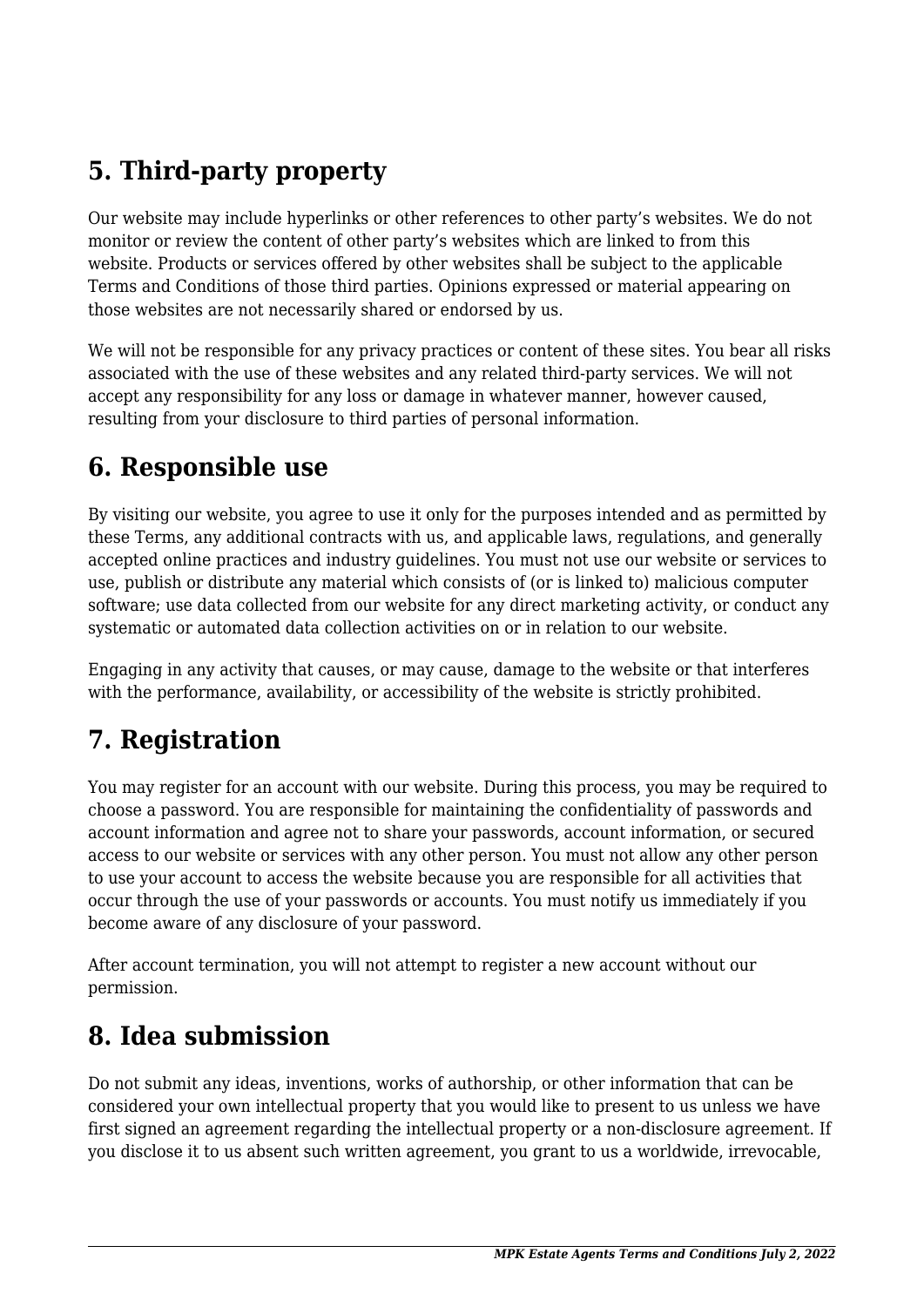## 5. Third-party property

Our website may include hyperlinks or other references to other party's websites. We do not monitor or review the content of other party's websites which are linked to from this website. Products or services offered by other websites shall be subject to the applicable Terms and Conditions of those third parties. Opinions expressed or material appearing on those websites are not necessarily shared or endorsed by us.

We will not be responsible for any privacy practices or content of these sites. You bear all risks associated with the use of these websites and any related third-party services. We will not accept any responsibility for any loss or damage in whatever manner, however caused, resulting from your disclosure to third parties of personal information.

## 6. Responsible use

By visiting our website, you agree to use it only for the purposes intended and as permitted by these Terms, any additional contracts with us, and applicable laws, regulations, and generally accepted online practices and industry guidelines. You must not use our website or services to use, publish or distribute any material which consists of (or is linked to) malicious computer software; use data collected from our website for any direct marketing activity, or conduct any systematic or automated data collection activities on or in relation to our website.

Engaging in any activity that causes, or may cause, damage to the website or that interferes with the performance, availability, or accessibility of the website is strictly prohibited.

## 7. Registration

You may register for an account with our website. During this process, you may be required to choose a password. You are responsible for maintaining the confidentiality of passwords and account information and agree not to share your passwords, account information, or secured access to our website or services with any other person. You must not allow any other person to use your account to access the website because you are responsible for all activities that occur through the use of your passwords or accounts. You must notify us immediately if you become aware of any disclosure of your password.

After account termination, you will not attempt to register a new account without our permission.

## 8. Idea submission

Do not submit any ideas, inventions, works of authorship, or other information that can be considered your own intellectual property that you would like to present to us unless we have first signed an agreement regarding the intellectual property or a non-disclosure agreement. If you disclose it to us absent such written agreement, you grant to us a worldwide, irrevocable,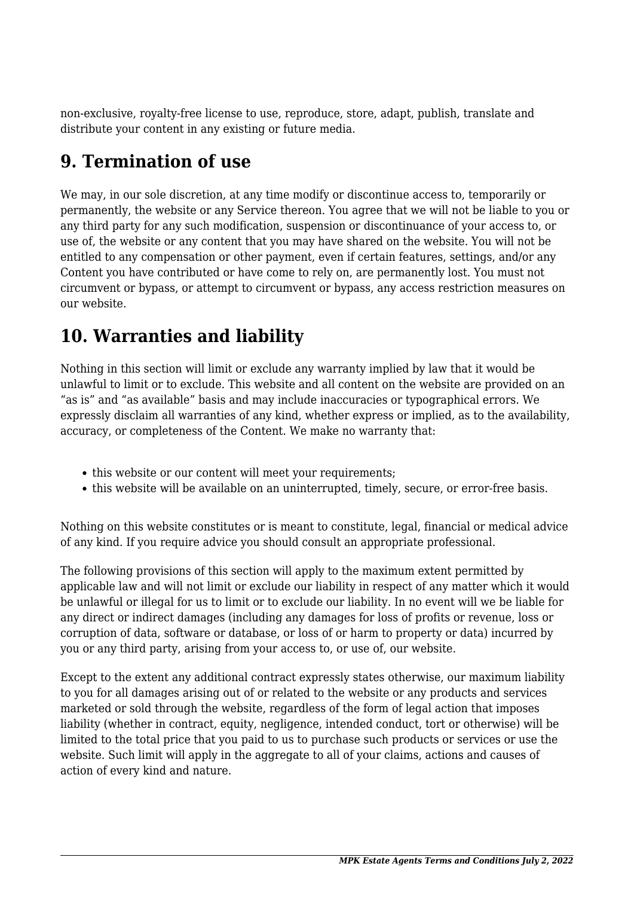non-exclusive, royalty-free license to use, reproduce, store, adapt, publish, translate and distribute your content in any existing or future media.

## 9. Termination of use

We may, in our sole discretion, at any time modify or discontinue access to, temporarily or permanently, the website or any Service thereon. You agree that we will not be liable to you or any third party for any such modification, suspension or discontinuance of your access to, or use of, the website or any content that you may have shared on the website. You will not be entitled to any compensation or other payment, even if certain features, settings, and/or any Content you have contributed or have come to rely on, are permanently lost. You must not circumvent or bypass, or attempt to circumvent or bypass, any access restriction measures on our website.

## 10. Warranties and liability

Nothing in this section will limit or exclude any warranty implied by law that it would be unlawful to limit or to exclude. This website and all content on the website are provided on an "as is" and "as available" basis and may include inaccuracies or typographical errors. We expressly disclaim all warranties of any kind, whether express or implied, as to the availability, accuracy, or completeness of the Content. We make no warranty that:

- this website or our content will meet your requirements;
- this website will be available on an uninterrupted, timely, secure, or error-free basis.

Nothing on this website constitutes or is meant to constitute, legal, financial or medical advice of any kind. If you require advice you should consult an appropriate professional.

The following provisions of this section will apply to the maximum extent permitted by applicable law and will not limit or exclude our liability in respect of any matter which it would be unlawful or illegal for us to limit or to exclude our liability. In no event will we be liable for any direct or indirect damages (including any damages for loss of profits or revenue, loss or corruption of data, software or database, or loss of or harm to property or data) incurred by you or any third party, arising from your access to, or use of, our website.

Except to the extent any additional contract expressly states otherwise, our maximum liability to you for all damages arising out of or related to the website or any products and services marketed or sold through the website, regardless of the form of legal action that imposes liability (whether in contract, equity, negligence, intended conduct, tort or otherwise) will be limited to the total price that you paid to us to purchase such products or services or use the website. Such limit will apply in the aggregate to all of your claims, actions and causes of action of every kind and nature.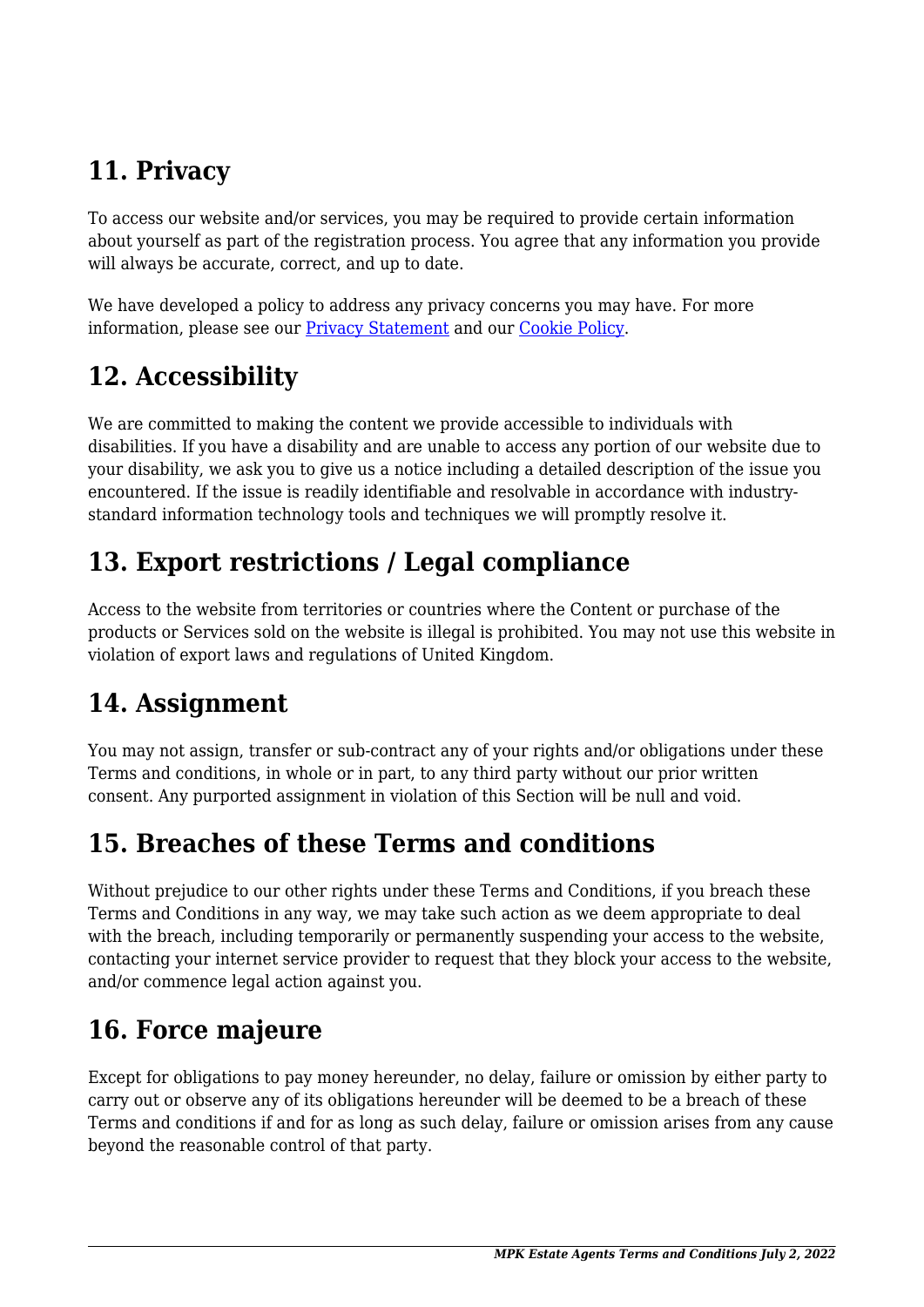## 11. Privacy

To access our website and/or services, you may be required to provide certain information about yourself as part of the registration process. You agree that any information you provide will always be accurate, correct, and up to date.

We have developed a policy to address any privacy concerns you may have. For more information, please see our [Privacy Statement]() and our [Cookie Policy]().

## 12. Accessibility

We are committed to making the content we provide accessible to individuals with disabilities. If you have a disability and are unable to access any portion of our website due to your disability, we ask you to give us a notice including a detailed description of the issue you encountered. If the issue is readily identifiable and resolvable in accordance with industry-standard information technology tools and techniques we will promptly resolve it.

## 13. Export restrictions / Legal compliance

Access to the website from territories or countries where the Content or purchase of the products or Services sold on the website is illegal is prohibited. You may not use this website in violation of export laws and regulations of United Kingdom.

## 14. Assignment

You may not assign, transfer or sub-contract any of your rights and/or obligations under these Terms and conditions, in whole or in part, to any third party without our prior written consent. Any purported assignment in violation of this Section will be null and void.

## 15. Breaches of these Terms and conditions

Without prejudice to our other rights under these Terms and Conditions, if you breach these Terms and Conditions in any way, we may take such action as we deem appropriate to deal with the breach, including temporarily or permanently suspending your access to the website, contacting your internet service provider to request that they block your access to the website, and/or commence legal action against you.

## 16. Force majeure

Except for obligations to pay money hereunder, no delay, failure or omission by either party to carry out or observe any of its obligations hereunder will be deemed to be a breach of these Terms and conditions if and for as long as such delay, failure or omission arises from any cause beyond the reasonable control of that party.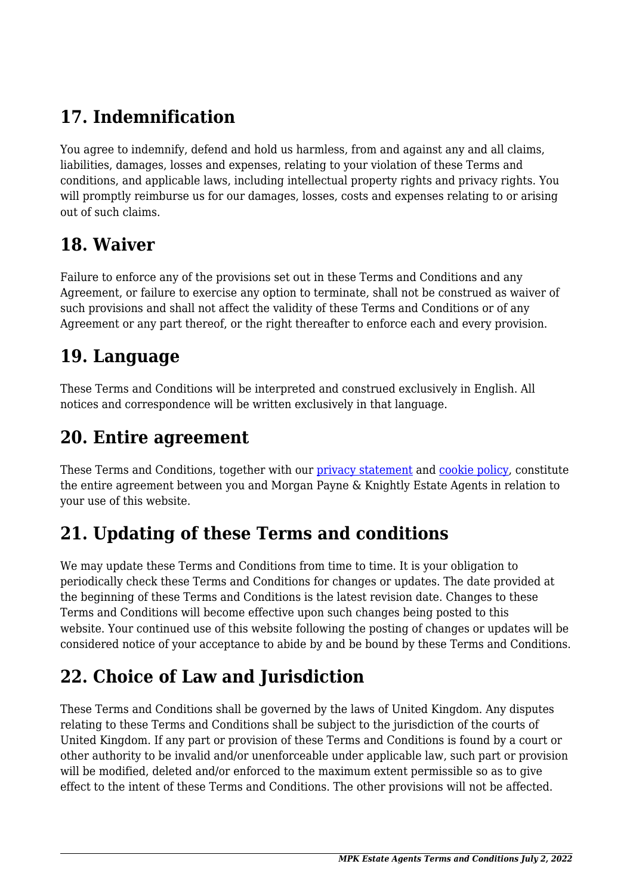## 17. Indemnification

You agree to indemnify, defend and hold us harmless, from and against any and all claims, liabilities, damages, losses and expenses, relating to your violation of these Terms and conditions, and applicable laws, including intellectual property rights and privacy rights. You will promptly reimburse us for our damages, losses, costs and expenses relating to or arising out of such claims.

## 18. Waiver

Failure to enforce any of the provisions set out in these Terms and Conditions and any Agreement, or failure to exercise any option to terminate, shall not be construed as waiver of such provisions and shall not affect the validity of these Terms and Conditions or of any Agreement or any part thereof, or the right thereafter to enforce each and every provision.

## 19. Language

These Terms and Conditions will be interpreted and construed exclusively in English. All notices and correspondence will be written exclusively in that language.

## 20. Entire agreement

These Terms and Conditions, together with our privacy statement and cookie policy, constitute the entire agreement between you and Morgan Payne & Knightly Estate Agents in relation to your use of this website.

## 21. Updating of these Terms and conditions

We may update these Terms and Conditions from time to time. It is your obligation to periodically check these Terms and Conditions for changes or updates. The date provided at the beginning of these Terms and Conditions is the latest revision date. Changes to these Terms and Conditions will become effective upon such changes being posted to this website. Your continued use of this website following the posting of changes or updates will be considered notice of your acceptance to abide by and be bound by these Terms and Conditions.

## 22. Choice of Law and Jurisdiction

These Terms and Conditions shall be governed by the laws of United Kingdom. Any disputes relating to these Terms and Conditions shall be subject to the jurisdiction of the courts of United Kingdom. If any part or provision of these Terms and Conditions is found by a court or other authority to be invalid and/or unenforceable under applicable law, such part or provision will be modified, deleted and/or enforced to the maximum extent permissible so as to give effect to the intent of these Terms and Conditions. The other provisions will not be affected.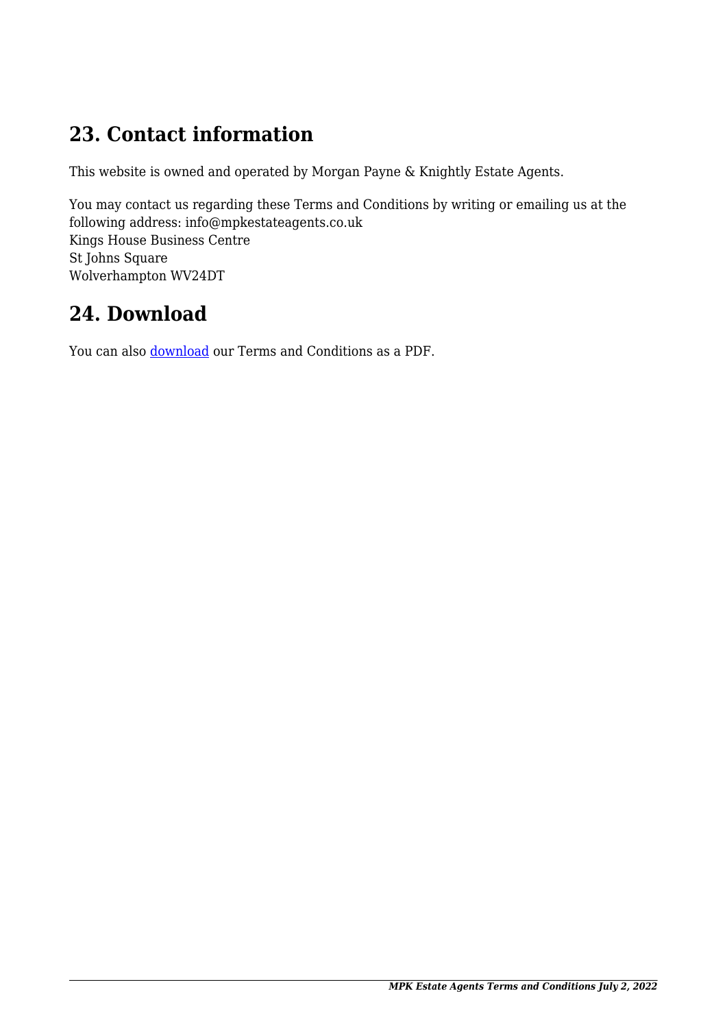## 23. Contact information

This website is owned and operated by Morgan Payne & Knightly Estate Agents.

You may contact us regarding these Terms and Conditions by writing or emailing us at the following address: info@mpkestateagents.co.uk
Kings House Business Centre
St Johns Square
Wolverhampton WV24DT

## 24. Download

You can also download our Terms and Conditions as a PDF.